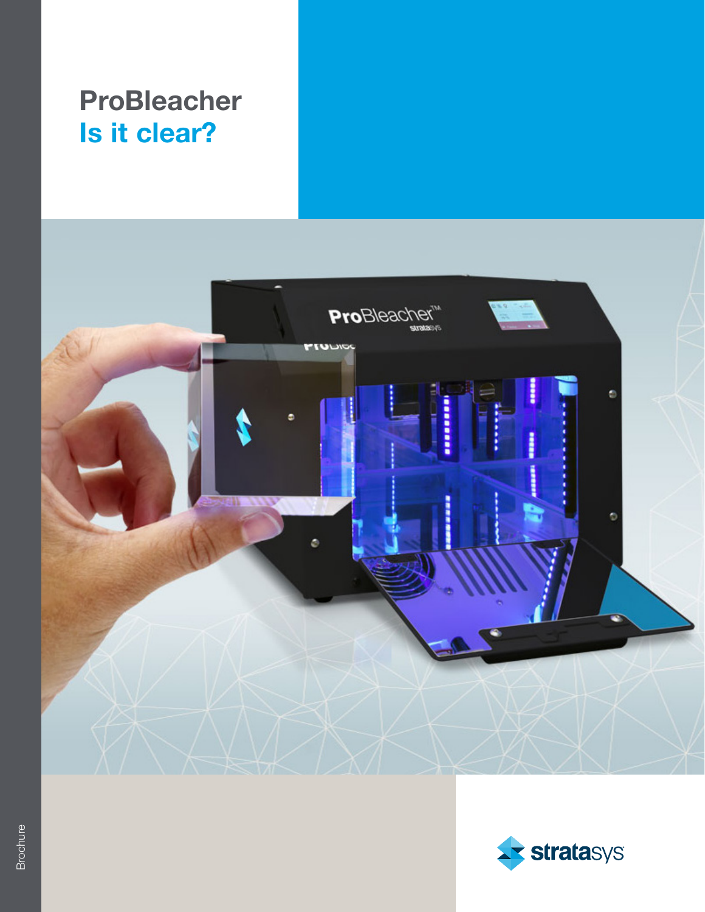# ProBleacher
## Is it clear?

Brochure

stratasys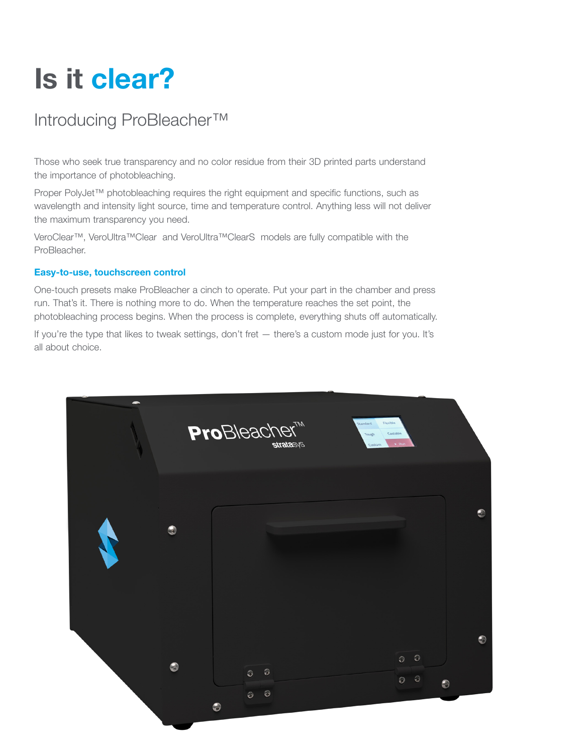# Is it clear?

## Introducing ProBleacher™

Those who seek true transparency and no color residue from their 3D printed parts understand the importance of photobleaching.

Proper PolyJet™ photobleaching requires the right equipment and specific functions, such as wavelength and intensity light source, time and temperature control. Anything less will not deliver the maximum transparency you need.

VeroClear™, VeroUltra™Clear and VeroUltra™ClearS models are fully compatible with the ProBleacher.

### Easy-to-use, touchscreen control

One-touch presets make ProBleacher a cinch to operate. Put your part in the chamber and press run. That's it. There is nothing more to do. When the temperature reaches the set point, the photobleaching process begins. When the process is complete, everything shuts off automatically.

If you're the type that likes to tweak settings, don't fret — there's a custom mode just for you. It's all about choice.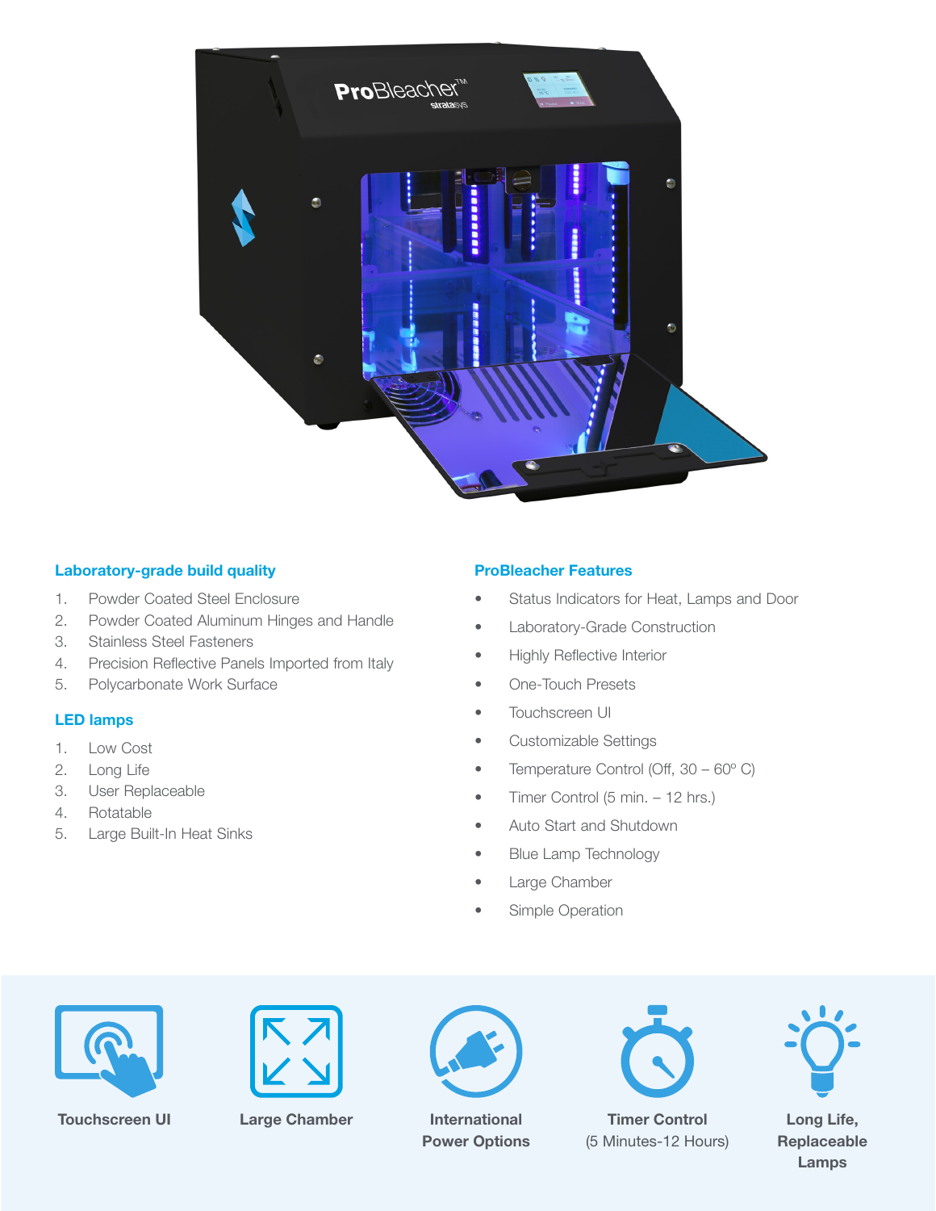## Laboratory-grade build quality

1. Powder Coated Steel Enclosure
2. Powder Coated Aluminum Hinges and Handle
3. Stainless Steel Fasteners
4. Precision Reflective Panels Imported from Italy
5. Polycarbonate Work Surface

## LED lamps

1. Low Cost
2. Long Life
3. User Replaceable
4. Rotatable
5. Large Built-In Heat Sinks

## ProBleacher Features

- Status Indicators for Heat, Lamps and Door
- Laboratory-Grade Construction
- Highly Reflective Interior
- One-Touch Presets
- Touchscreen UI
- Customizable Settings
- Temperature Control (Off, 30 – 60º C)
- Timer Control (5 min. – 12 hrs.)
- Auto Start and Shutdown
- Blue Lamp Technology
- Large Chamber
- Simple Operation

**Touchscreen UI**

**Large Chamber**

**International Power Options**

**Timer Control**
(5 Minutes-12 Hours)

**Long Life, Replaceable Lamps**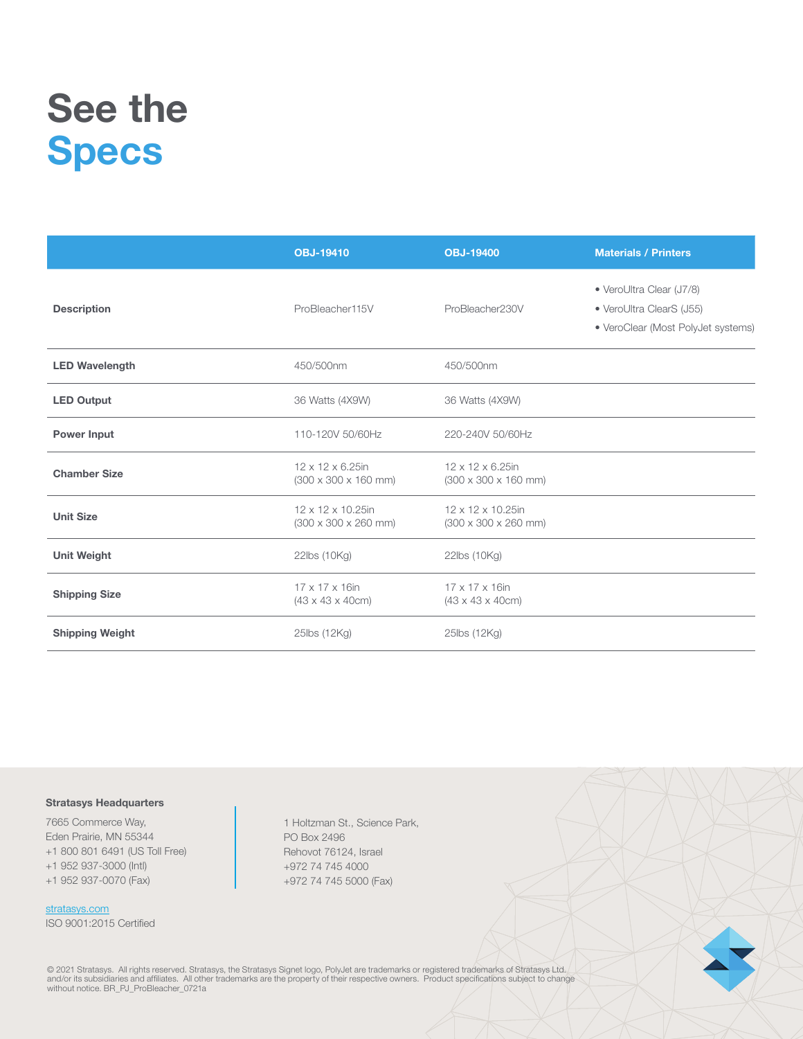# See the Specs

| | OBJ-19410 | OBJ-19400 | Materials / Printers |
|---|---|---|---|
| **Description** | ProBleacher115V | ProBleacher230V | • VeroUltra Clear (J7/8)<br>• VeroUltra ClearS (J55)<br>• VeroClear (Most PolyJet systems) |
| **LED Wavelength** | 450/500nm | 450/500nm | |
| **LED Output** | 36 Watts (4X9W) | 36 Watts (4X9W) | |
| **Power Input** | 110-120V 50/60Hz | 220-240V 50/60Hz | |
| **Chamber Size** | 12 x 12 x 6.25in<br>(300 x 300 x 160 mm) | 12 x 12 x 6.25in<br>(300 x 300 x 160 mm) | |
| **Unit Size** | 12 x 12 x 10.25in<br>(300 x 300 x 260 mm) | 12 x 12 x 10.25in<br>(300 x 300 x 260 mm) | |
| **Unit Weight** | 22lbs (10Kg) | 22lbs (10Kg) | |
| **Shipping Size** | 17 x 17 x 16in<br>(43 x 43 x 40cm) | 17 x 17 x 16in<br>(43 x 43 x 40cm) | |
| **Shipping Weight** | 25lbs (12Kg) | 25lbs (12Kg) | |

**Stratasys Headquarters**

7665 Commerce Way,
Eden Prairie, MN 55344
+1 800 801 6491 (US Toll Free)
+1 952 937-3000 (Intl)
+1 952 937-0070 (Fax)

1 Holtzman St., Science Park,
PO Box 2496
Rehovot 76124, Israel
+972 74 745 4000
+972 74 745 5000 (Fax)

stratasys.com
ISO 9001:2015 Certified

© 2021 Stratasys. All rights reserved. Stratasys, the Stratasys Signet logo, PolyJet are trademarks or registered trademarks of Stratasys Ltd. and/or its subsidiaries and affiliates. All other trademarks are the property of their respective owners. Product specifications subject to change without notice. BR_PJ_ProBleacher_0721a